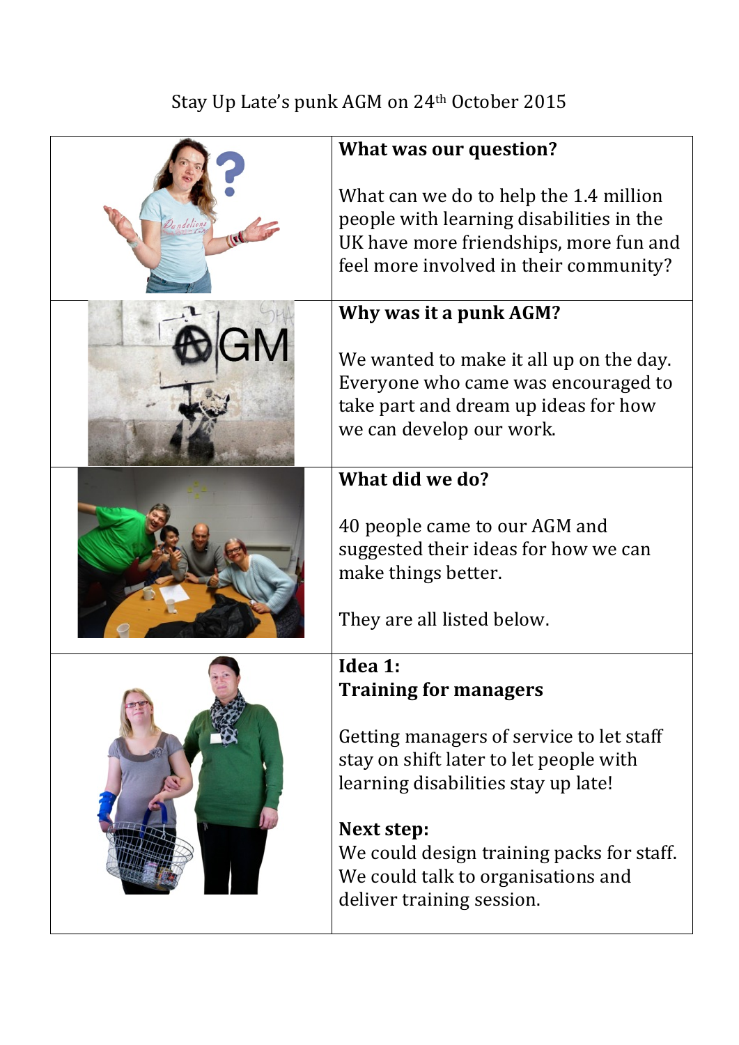Stay Up Late's punk AGM on 24th October 2015

**What was our question?**

What can we do to help the 1.4 million people with learning disabilities in the UK have more friendships, more fun and feel more involved in their community?

**Why was it a punk AGM?**

We wanted to make it all up on the day. Everyone who came was encouraged to take part and dream up ideas for how we can develop our work.

**What did we do?**

40 people came to our AGM and suggested their ideas for how we can make things better.

They are all listed below.

**Idea 1:**
**Training for managers**

Getting managers of service to let staff stay on shift later to let people with learning disabilities stay up late!

**Next step:**
We could design training packs for staff.
We could talk to organisations and deliver training session.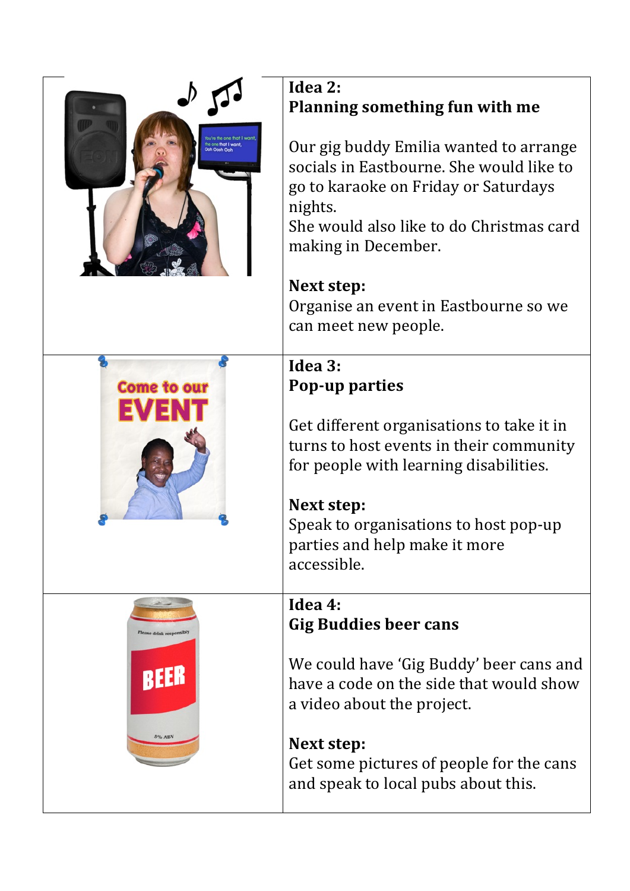**Idea 2:**
**Planning something fun with me**

Our gig buddy Emilia wanted to arrange socials in Eastbourne. She would like to go to karaoke on Friday or Saturdays nights.
She would also like to do Christmas card making in December.

**Next step:**
Organise an event in Eastbourne so we can meet new people.

**Idea 3:**
**Pop-up parties**

Get different organisations to take it in turns to host events in their community for people with learning disabilities.

**Next step:**
Speak to organisations to host pop-up parties and help make it more accessible.

**Idea 4:**
**Gig Buddies beer cans**

We could have 'Gig Buddy' beer cans and have a code on the side that would show a video about the project.

**Next step:**
Get some pictures of people for the cans and speak to local pubs about this.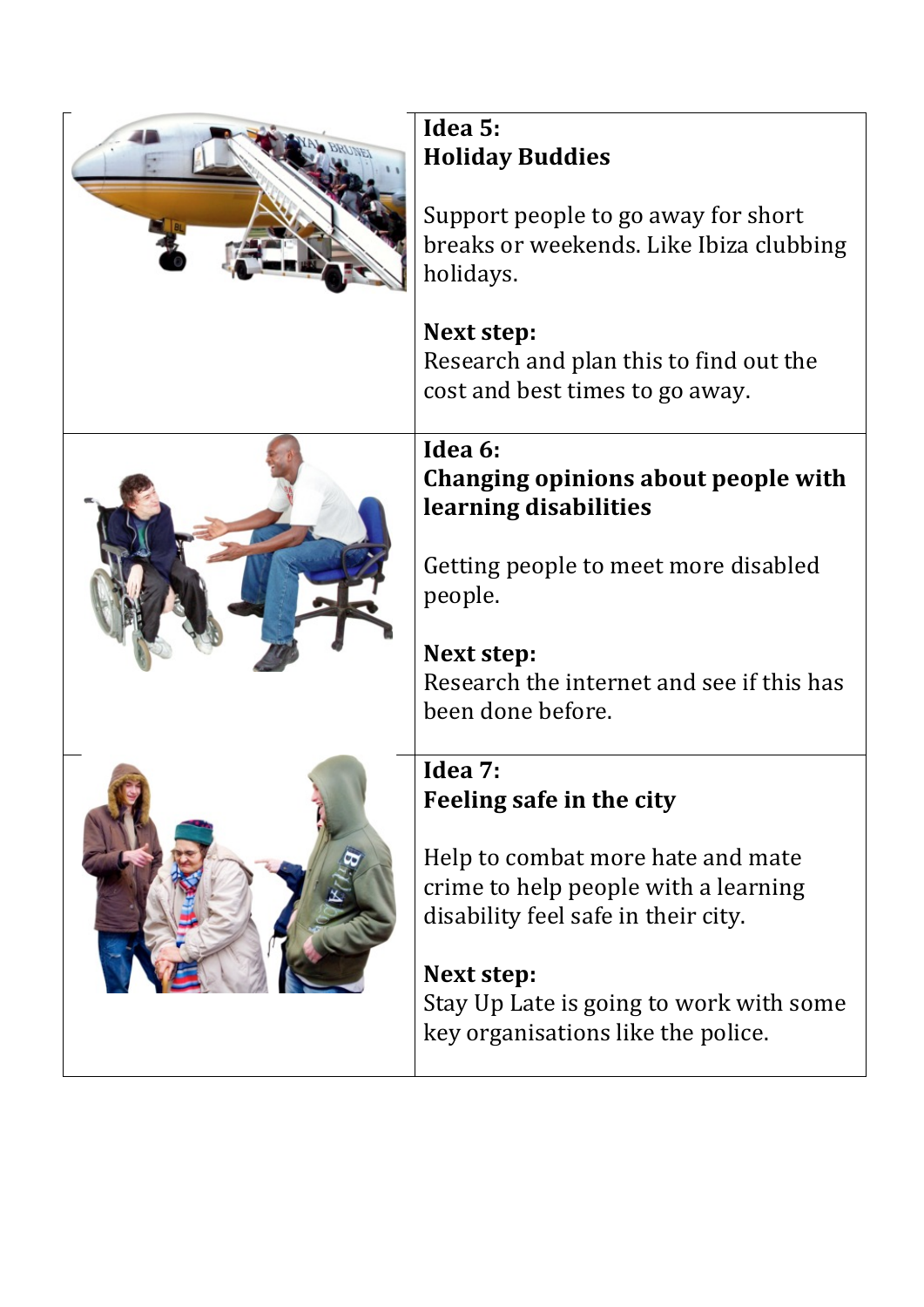**Idea 5:**
**Holiday Buddies**

Support people to go away for short breaks or weekends. Like Ibiza clubbing holidays.

**Next step:**
Research and plan this to find out the cost and best times to go away.

**Idea 6:**
**Changing opinions about people with learning disabilities**

Getting people to meet more disabled people.

**Next step:**
Research the internet and see if this has been done before.

**Idea 7:**
**Feeling safe in the city**

Help to combat more hate and mate crime to help people with a learning disability feel safe in their city.

**Next step:**
Stay Up Late is going to work with some key organisations like the police.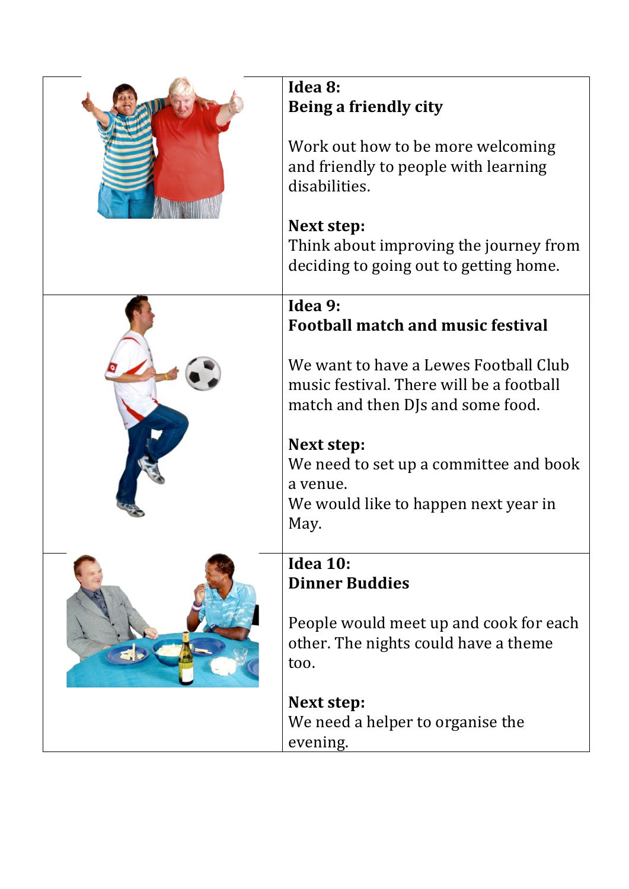**Idea 8:**
**Being a friendly city**

Work out how to be more welcoming and friendly to people with learning disabilities.

**Next step:**
Think about improving the journey from deciding to going out to getting home.

**Idea 9:**
**Football match and music festival**

We want to have a Lewes Football Club music festival. There will be a football match and then DJs and some food.

**Next step:**
We need to set up a committee and book a venue.
We would like to happen next year in May.

**Idea 10:**
**Dinner Buddies**

People would meet up and cook for each other. The nights could have a theme too.

**Next step:**
We need a helper to organise the evening.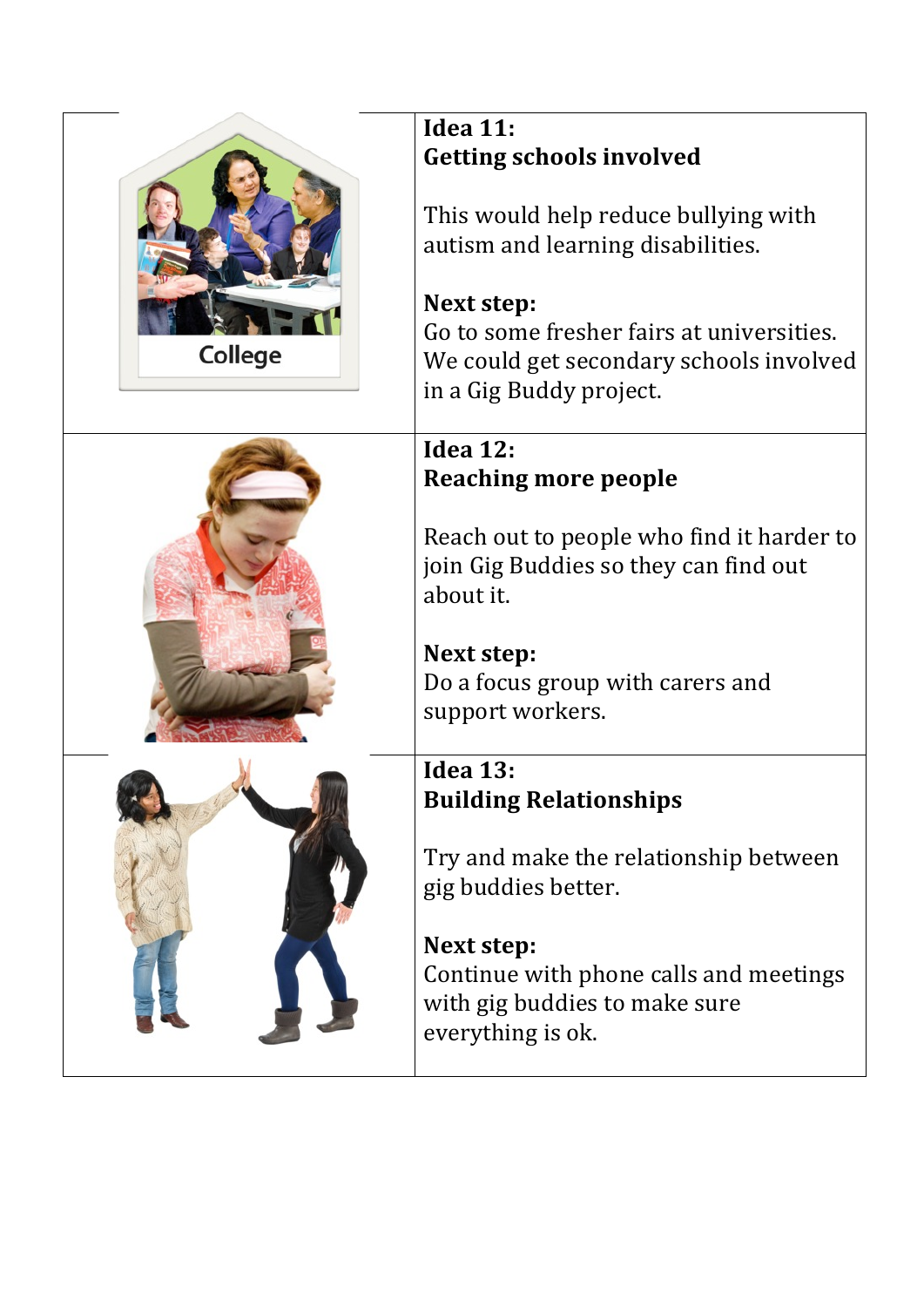**Idea 11:**
**Getting schools involved**

This would help reduce bullying with autism and learning disabilities.

**Next step:**
Go to some fresher fairs at universities. We could get secondary schools involved in a Gig Buddy project.

**Idea 12:**
**Reaching more people**

Reach out to people who find it harder to join Gig Buddies so they can find out about it.

**Next step:**
Do a focus group with carers and support workers.

**Idea 13:**
**Building Relationships**

Try and make the relationship between gig buddies better.

**Next step:**
Continue with phone calls and meetings with gig buddies to make sure everything is ok.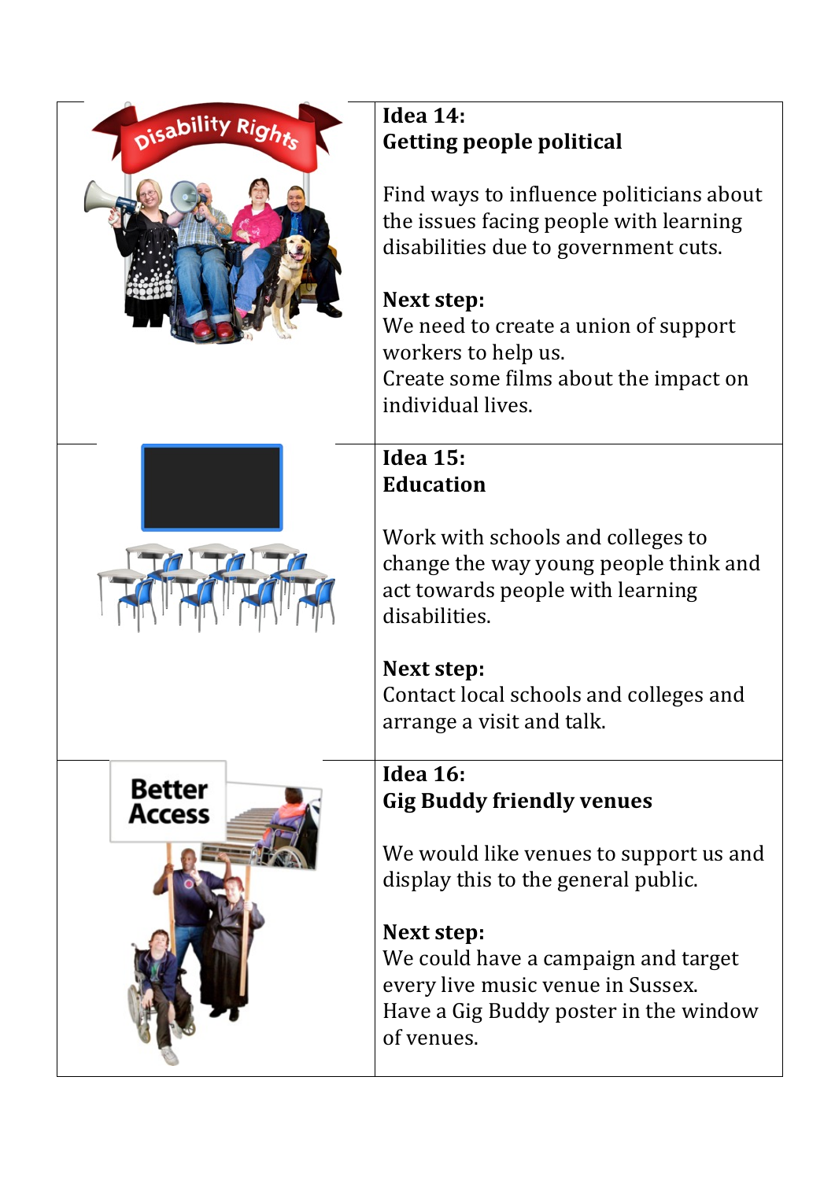**Idea 14:**
**Getting people political**

Find ways to influence politicians about the issues facing people with learning disabilities due to government cuts.

**Next step:**
We need to create a union of support workers to help us.
Create some films about the impact on individual lives.

**Idea 15:**
**Education**

Work with schools and colleges to change the way young people think and act towards people with learning disabilities.

**Next step:**
Contact local schools and colleges and arrange a visit and talk.

**Idea 16:**
**Gig Buddy friendly venues**

We would like venues to support us and display this to the general public.

**Next step:**
We could have a campaign and target every live music venue in Sussex.
Have a Gig Buddy poster in the window of venues.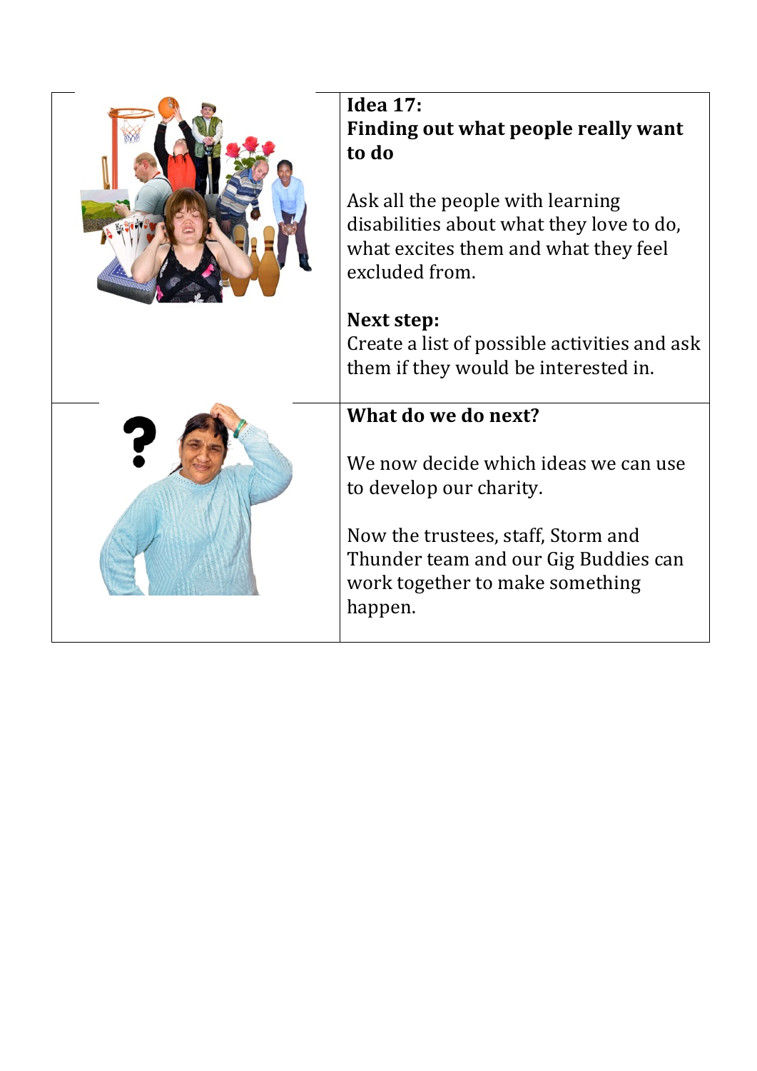**Idea 17:**
**Finding out what people really want to do**

Ask all the people with learning disabilities about what they love to do, what excites them and what they feel excluded from.

**Next step:**
Create a list of possible activities and ask them if they would be interested in.

**What do we do next?**

We now decide which ideas we can use to develop our charity.

Now the trustees, staff, Storm and Thunder team and our Gig Buddies can work together to make something happen.